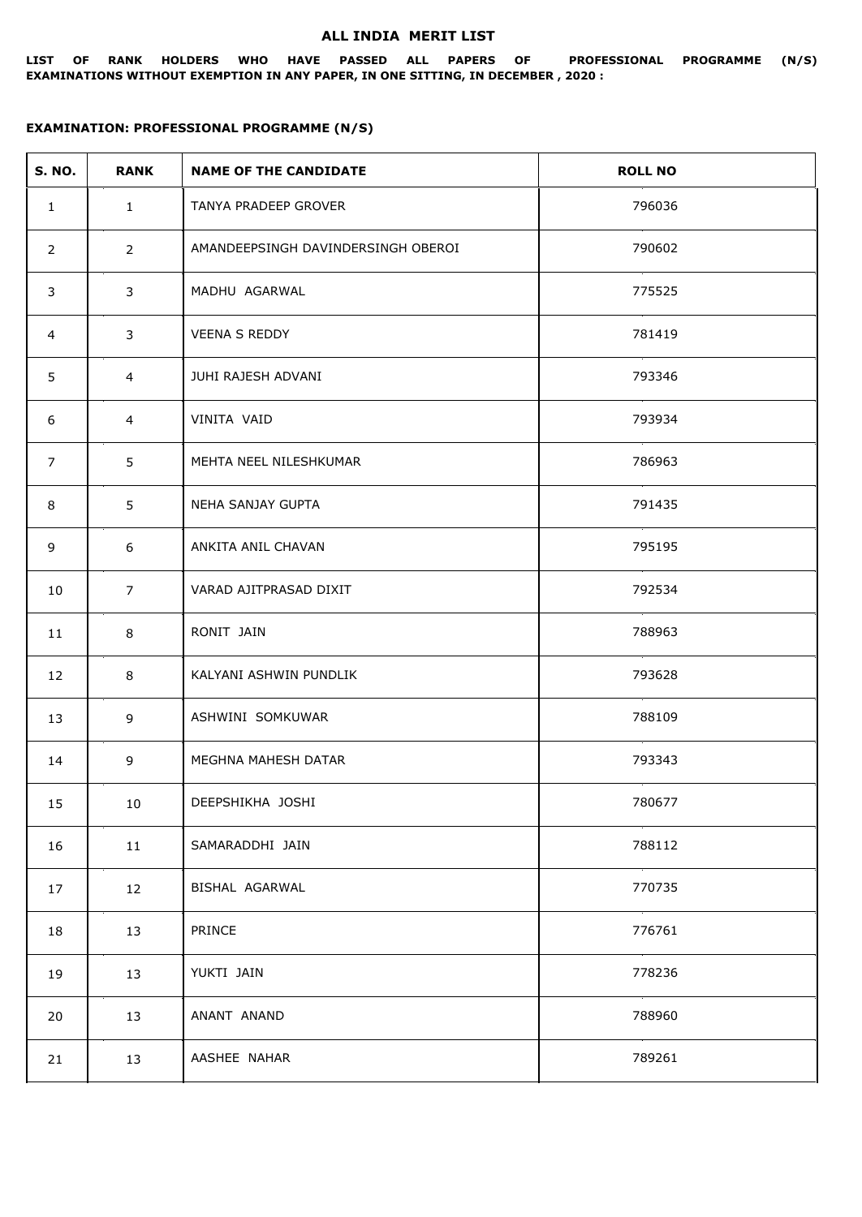# ALL INDIA MERIT LIST

**LIST OF RANK HOLDERS WHO HAVE PASSED ALL PAPERS OF PROFESSIONAL PROGRAMME (N/S) EXAMINATIONS WITHOUT EXEMPTION IN ANY PAPER, IN ONE SITTING, IN DECEMBER , 2020 :**

**EXAMINATION: PROFESSIONAL PROGRAMME (N/S)**

| S. NO. | RANK | NAME OF THE CANDIDATE | ROLL NO |
|---|---|---|---|
| 1 | 1 | TANYA PRADEEP GROVER | 796036 |
| 2 | 2 | AMANDEEPSINGH DAVINDERSINGH OBEROI | 790602 |
| 3 | 3 | MADHU AGARWAL | 775525 |
| 4 | 3 | VEENA S REDDY | 781419 |
| 5 | 4 | JUHI RAJESH ADVANI | 793346 |
| 6 | 4 | VINITA VAID | 793934 |
| 7 | 5 | MEHTA NEEL NILESHKUMAR | 786963 |
| 8 | 5 | NEHA SANJAY GUPTA | 791435 |
| 9 | 6 | ANKITA ANIL CHAVAN | 795195 |
| 10 | 7 | VARAD AJITPRASAD DIXIT | 792534 |
| 11 | 8 | RONIT JAIN | 788963 |
| 12 | 8 | KALYANI ASHWIN PUNDLIK | 793628 |
| 13 | 9 | ASHWINI SOMKUWAR | 788109 |
| 14 | 9 | MEGHNA MAHESH DATAR | 793343 |
| 15 | 10 | DEEPSHIKHA JOSHI | 780677 |
| 16 | 11 | SAMARADDHI JAIN | 788112 |
| 17 | 12 | BISHAL AGARWAL | 770735 |
| 18 | 13 | PRINCE | 776761 |
| 19 | 13 | YUKTI JAIN | 778236 |
| 20 | 13 | ANANT ANAND | 788960 |
| 21 | 13 | AASHEE NAHAR | 789261 |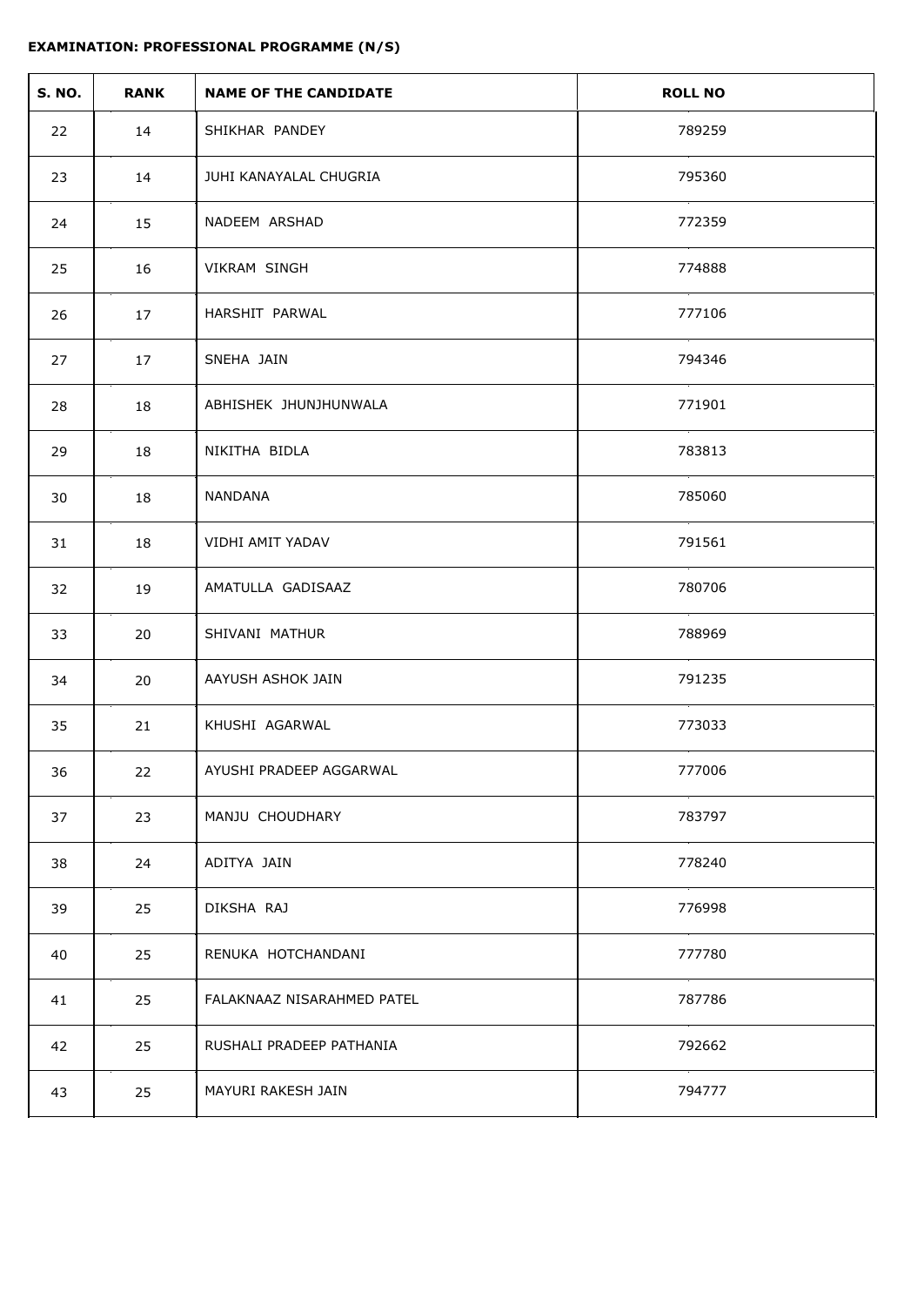**EXAMINATION: PROFESSIONAL PROGRAMME (N/S)**

| S. NO. | RANK | NAME OF THE CANDIDATE | ROLL NO |
|---|---|---|---|
| 22 | 14 | SHIKHAR PANDEY | 789259 |
| 23 | 14 | JUHI KANAYALAL CHUGRIA | 795360 |
| 24 | 15 | NADEEM ARSHAD | 772359 |
| 25 | 16 | VIKRAM SINGH | 774888 |
| 26 | 17 | HARSHIT PARWAL | 777106 |
| 27 | 17 | SNEHA JAIN | 794346 |
| 28 | 18 | ABHISHEK JHUNJHUNWALA | 771901 |
| 29 | 18 | NIKITHA BIDLA | 783813 |
| 30 | 18 | NANDANA | 785060 |
| 31 | 18 | VIDHI AMIT YADAV | 791561 |
| 32 | 19 | AMATULLA GADISAAZ | 780706 |
| 33 | 20 | SHIVANI MATHUR | 788969 |
| 34 | 20 | AAYUSH ASHOK JAIN | 791235 |
| 35 | 21 | KHUSHI AGARWAL | 773033 |
| 36 | 22 | AYUSHI PRADEEP AGGARWAL | 777006 |
| 37 | 23 | MANJU CHOUDHARY | 783797 |
| 38 | 24 | ADITYA JAIN | 778240 |
| 39 | 25 | DIKSHA RAJ | 776998 |
| 40 | 25 | RENUKA HOTCHANDANI | 777780 |
| 41 | 25 | FALAKNAAZ NISARAHMED PATEL | 787786 |
| 42 | 25 | RUSHALI PRADEEP PATHANIA | 792662 |
| 43 | 25 | MAYURI RAKESH JAIN | 794777 |